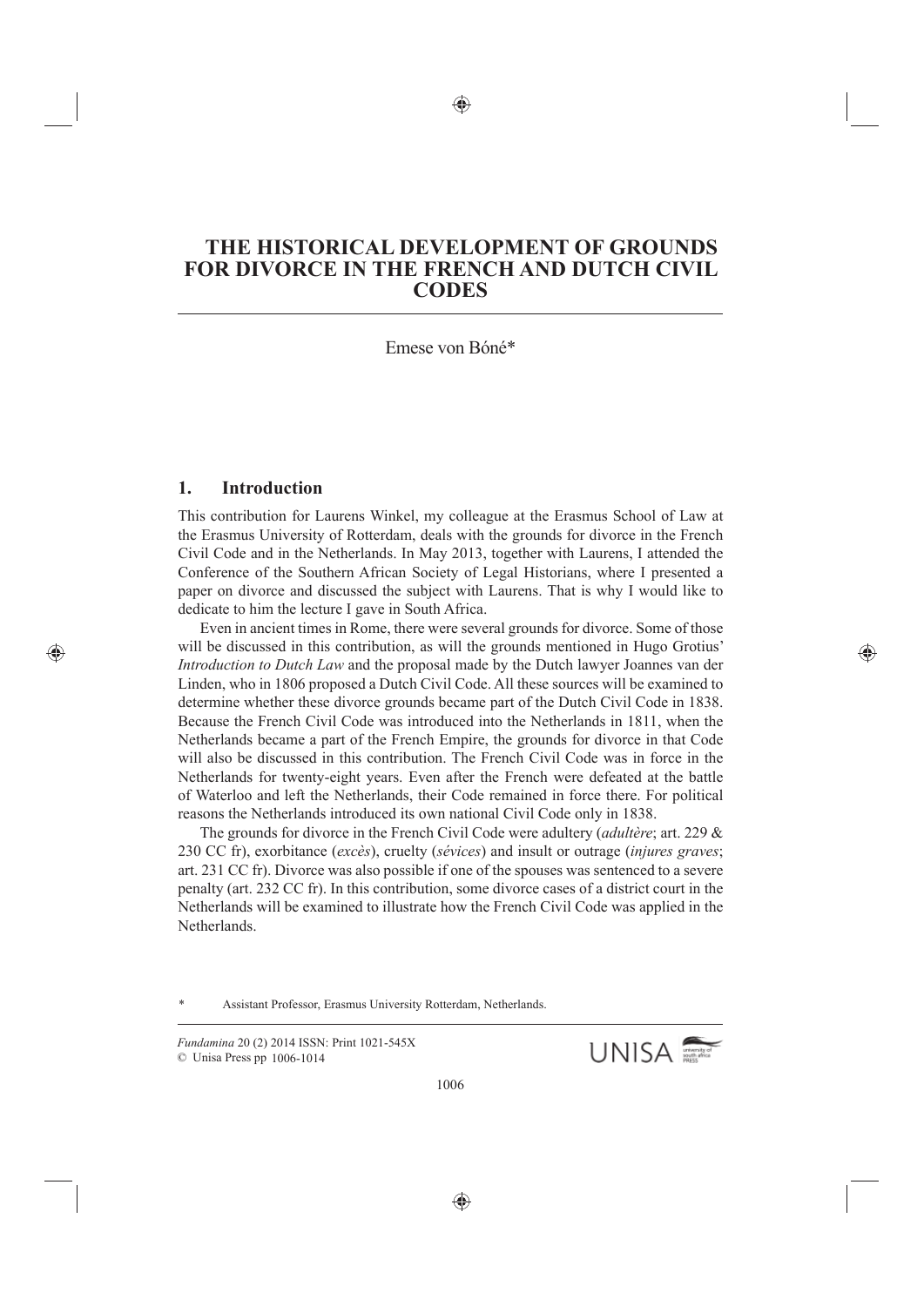# THE HISTORICAL DEVELOPMENT OF GROUNDS FOR DIVORCE IN THE FRENCH AND DUTCH CIVIL CODES

Emese von Bóné*

## 1. Introduction

This contribution for Laurens Winkel, my colleague at the Erasmus School of Law at the Erasmus University of Rotterdam, deals with the grounds for divorce in the French Civil Code and in the Netherlands. In May 2013, together with Laurens, I attended the Conference of the Southern African Society of Legal Historians, where I presented a paper on divorce and discussed the subject with Laurens. That is why I would like to dedicate to him the lecture I gave in South Africa.

Even in ancient times in Rome, there were several grounds for divorce. Some of those will be discussed in this contribution, as will the grounds mentioned in Hugo Grotius' *Introduction to Dutch Law* and the proposal made by the Dutch lawyer Joannes van der Linden, who in 1806 proposed a Dutch Civil Code. All these sources will be examined to determine whether these divorce grounds became part of the Dutch Civil Code in 1838. Because the French Civil Code was introduced into the Netherlands in 1811, when the Netherlands became a part of the French Empire, the grounds for divorce in that Code will also be discussed in this contribution. The French Civil Code was in force in the Netherlands for twenty-eight years. Even after the French were defeated at the battle of Waterloo and left the Netherlands, their Code remained in force there. For political reasons the Netherlands introduced its own national Civil Code only in 1838.

The grounds for divorce in the French Civil Code were adultery (*adultère*; art. 229 & 230 CC fr), exorbitance (*excès*), cruelty (*sévices*) and insult or outrage (*injures graves*; art. 231 CC fr). Divorce was also possible if one of the spouses was sentenced to a severe penalty (art. 232 CC fr). In this contribution, some divorce cases of a district court in the Netherlands will be examined to illustrate how the French Civil Code was applied in the Netherlands.

\* Assistant Professor, Erasmus University Rotterdam, Netherlands.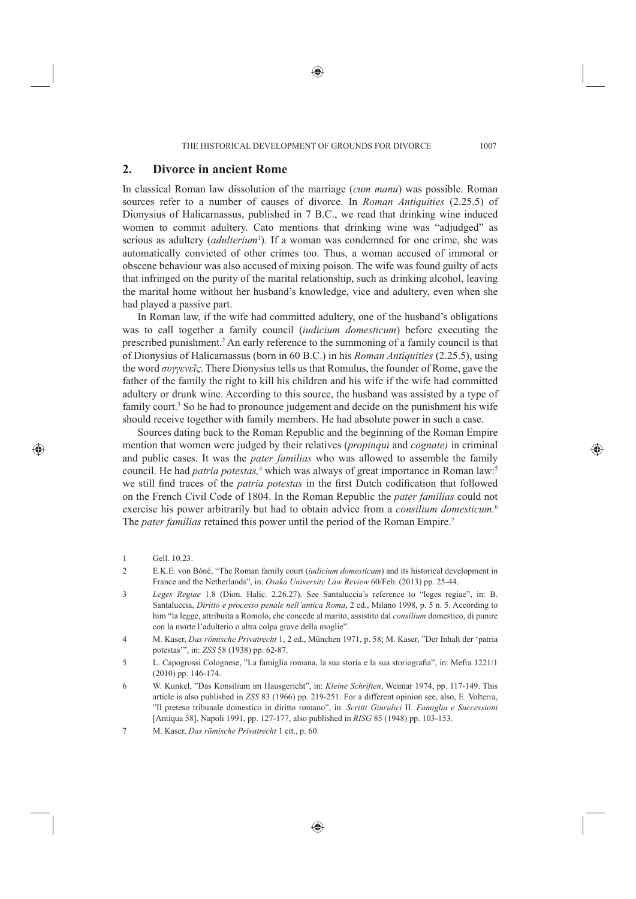## 2. Divorce in ancient Rome

In classical Roman law dissolution of the marriage (*cum manu*) was possible. Roman sources refer to a number of causes of divorce. In *Roman Antiquities* (2.25.5) of Dionysius of Halicarnassus, published in 7 B.C., we read that drinking wine induced women to commit adultery. Cato mentions that drinking wine was "adjudged" as serious as adultery (*adulterium*[1]). If a woman was condemned for one crime, she was automatically convicted of other crimes too. Thus, a woman accused of immoral or obscene behaviour was also accused of mixing poison. The wife was found guilty of acts that infringed on the purity of the marital relationship, such as drinking alcohol, leaving the marital home without her husband's knowledge, vice and adultery, even when she had played a passive part.

In Roman law, if the wife had committed adultery, one of the husband's obligations was to call together a family council (*iudicium domesticum*) before executing the prescribed punishment.[2] An early reference to the summoning of a family council is that of Dionysius of Halicarnassus (born in 60 B.C.) in his *Roman Antiquities* (2.25.5), using the word *συγγενεῖς*. There Dionysius tells us that Romulus, the founder of Rome, gave the father of the family the right to kill his children and his wife if the wife had committed adultery or drunk wine. According to this source, the husband was assisted by a type of family court.[3] So he had to pronounce judgement and decide on the punishment his wife should receive together with family members. He had absolute power in such a case.

Sources dating back to the Roman Republic and the beginning of the Roman Empire mention that women were judged by their relatives (*propinqui* and *cognate)* in criminal and public cases. It was the *pater familias* who was allowed to assemble the family council. He had *patria potestas,*[4] which was always of great importance in Roman law:[5] we still find traces of the *patria potestas* in the first Dutch codification that followed on the French Civil Code of 1804. In the Roman Republic the *pater familias* could not exercise his power arbitrarily but had to obtain advice from a *consilium domesticum.*[6] The *pater familias* retained this power until the period of the Roman Empire.[7]

1 Gell. 10.23.

2 E.K.E. von Bóné, "The Roman family court (*iudicium domesticum*) and its historical development in France and the Netherlands", in: *Osaka University Law Review* 60/Feb. (2013) pp. 25-44.

3 *Leges Regiae* 1.8 (Dion. Halic. 2.26.27). See Santaluccia's reference to "leges regiae", in: B. Santaluccia, *Diritto e processo penale nell'antica Roma*, 2 ed., Milano 1998, p. 5 n. 5. According to him "la legge, attribuita a Romolo, che concede al marito, assistito dal *consilium* domestico, di punire con la morte l'adulterio o altra colpa grave della moglie".

4 M. Kaser, *Das römische Privatrecht* 1, 2 ed., München 1971, p. 58; M. Kaser, "Der Inhalt der 'patria potestas'", in: *ZSS* 58 (1938) pp. 62-87.

5 L. Capogrossi Colognese, "La famiglia romana, la sua storia e la sua storiografia", in: Mefra 1221/1 (2010) pp. 146-174.

6 W. Kunkel, "Das Konsilium im Hausgericht", in: *Kleine Schriften*, Weimar 1974, pp. 117-149. This article is also published in *ZSS* 83 (1966) pp. 219-251. For a different opinion see, also, E. Volterra, "Il preteso tribunale domestico in diritto romano", in: *Scritti Giuridici* II. *Famiglia e Successioni* [Antiqua 58], Napoli 1991, pp. 127-177, also published in *RISG* 85 (1948) pp. 103-153.

7 M. Kaser, *Das römische Privatrecht* 1 cit., p. 60.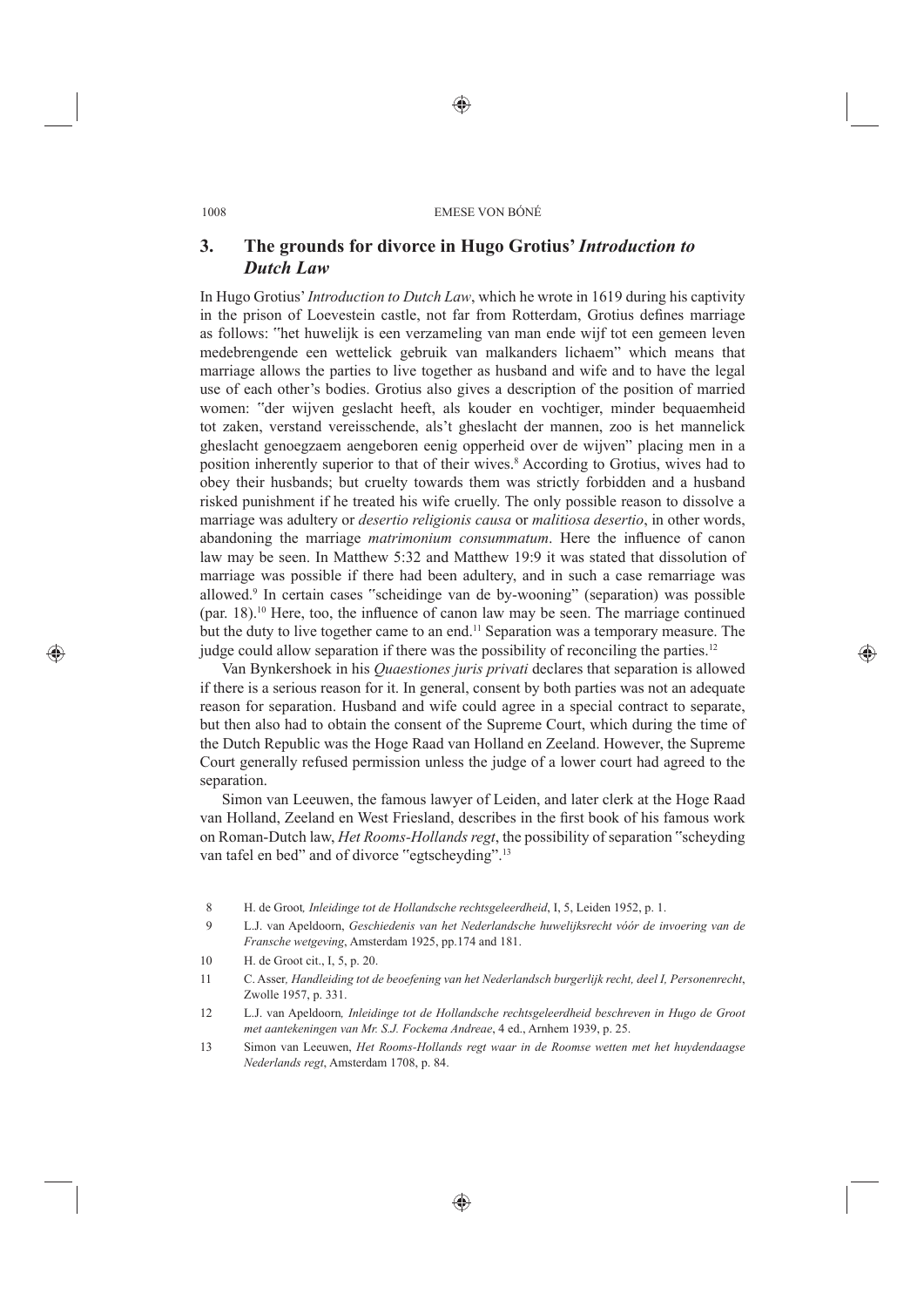## 3. The grounds for divorce in Hugo Grotius' *Introduction to Dutch Law*

In Hugo Grotius' *Introduction to Dutch Law*, which he wrote in 1619 during his captivity in the prison of Loevestein castle, not far from Rotterdam, Grotius defines marriage as follows: "het huwelijk is een verzameling van man ende wijf tot een gemeen leven medebrengende een wettelick gebruik van malkanders lichaem" which means that marriage allows the parties to live together as husband and wife and to have the legal use of each other's bodies. Grotius also gives a description of the position of married women: "der wijven geslacht heeft, als kouder en vochtiger, minder bequaemheid tot zaken, verstand vereisschende, als't gheslacht der mannen, zoo is het mannelick gheslacht genoegzaem aengeboren eenig opperheid over de wijven" placing men in a position inherently superior to that of their wives.[8] According to Grotius, wives had to obey their husbands; but cruelty towards them was strictly forbidden and a husband risked punishment if he treated his wife cruelly. The only possible reason to dissolve a marriage was adultery or *desertio religionis causa* or *malitiosa desertio*, in other words, abandoning the marriage *matrimonium consummatum*. Here the influence of canon law may be seen. In Matthew 5:32 and Matthew 19:9 it was stated that dissolution of marriage was possible if there had been adultery, and in such a case remarriage was allowed.[9] In certain cases "scheidinge van de by-wooning" (separation) was possible (par. 18).[10] Here, too, the influence of canon law may be seen. The marriage continued but the duty to live together came to an end.[11] Separation was a temporary measure. The judge could allow separation if there was the possibility of reconciling the parties.[12]

Van Bynkershoek in his *Quaestiones juris privati* declares that separation is allowed if there is a serious reason for it. In general, consent by both parties was not an adequate reason for separation. Husband and wife could agree in a special contract to separate, but then also had to obtain the consent of the Supreme Court, which during the time of the Dutch Republic was the Hoge Raad van Holland en Zeeland. However, the Supreme Court generally refused permission unless the judge of a lower court had agreed to the separation.

Simon van Leeuwen, the famous lawyer of Leiden, and later clerk at the Hoge Raad van Holland, Zeeland en West Friesland, describes in the first book of his famous work on Roman-Dutch law, *Het Rooms-Hollands regt*, the possibility of separation "scheyding van tafel en bed" and of divorce "egtscheyding".[13]

8 H. de Groot*, Inleidinge tot de Hollandsche rechtsgeleerdheid*, I, 5, Leiden 1952, p. 1.

9 L.J. van Apeldoorn, *Geschiedenis van het Nederlandsche huwelijksrecht vóór de invoering van de Fransche wetgeving*, Amsterdam 1925, pp.174 and 181.

10 H. de Groot cit., I, 5, p. 20.

11 C. Asser*, Handleiding tot de beoefening van het Nederlandsch burgerlijk recht, deel I, Personenrecht*, Zwolle 1957, p. 331.

12 L.J. van Apeldoorn*, Inleidinge tot de Hollandsche rechtsgeleerdheid beschreven in Hugo de Groot met aantekeningen van Mr. S.J. Fockema Andreae*, 4 ed., Arnhem 1939, p. 25.

13 Simon van Leeuwen, *Het Rooms-Hollands regt waar in de Roomse wetten met het huydendaagse Nederlands regt*, Amsterdam 1708, p. 84.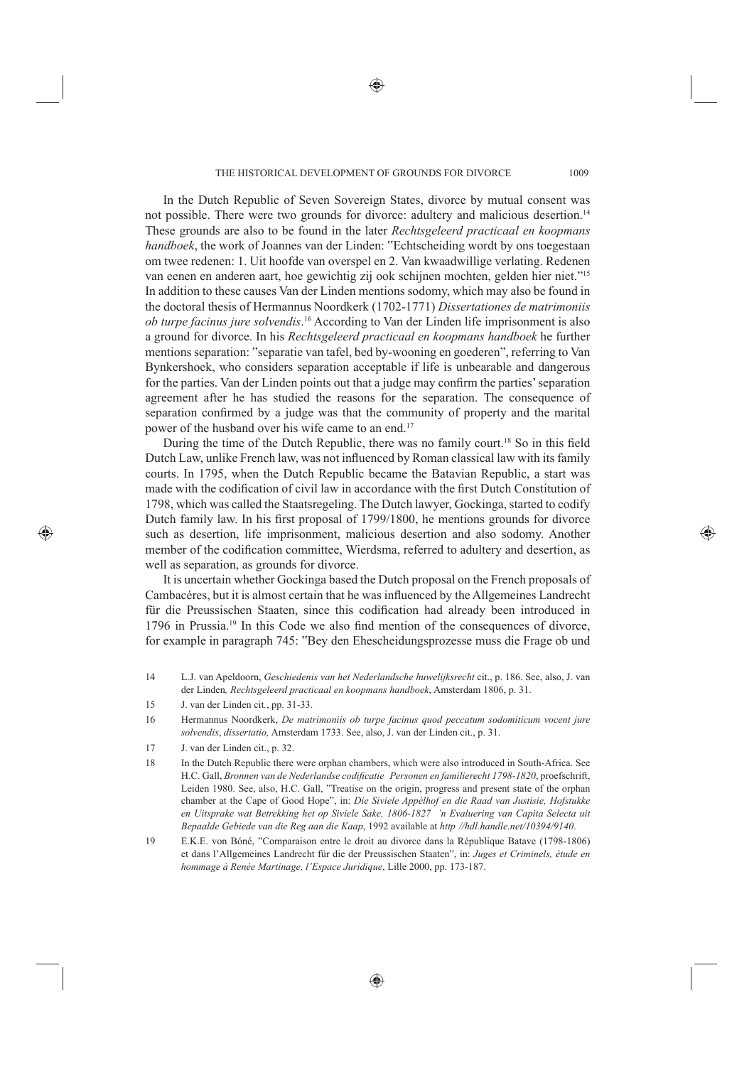In the Dutch Republic of Seven Sovereign States, divorce by mutual consent was not possible. There were two grounds for divorce: adultery and malicious desertion.[14] These grounds are also to be found in the later *Rechtsgeleerd practicaal en koopmans handboek*, the work of Joannes van der Linden: "Echtscheiding wordt by ons toegestaan om twee redenen: 1. Uit hoofde van overspel en 2. Van kwaadwillige verlating. Redenen van eenen en anderen aart, hoe gewichtig zij ook schijnen mochten, gelden hier niet."[15] In addition to these causes Van der Linden mentions sodomy, which may also be found in the doctoral thesis of Hermannus Noordkerk (1702-1771) *Dissertationes de matrimoniis ob turpe facinus jure solvendis*.[16] According to Van der Linden life imprisonment is also a ground for divorce. In his *Rechtsgeleerd practicaal en koopmans handboek* he further mentions separation: "separatie van tafel, bed by-wooning en goederen", referring to Van Bynkershoek, who considers separation acceptable if life is unbearable and dangerous for the parties. Van der Linden points out that a judge may confirm the parties' separation agreement after he has studied the reasons for the separation. The consequence of separation confirmed by a judge was that the community of property and the marital power of the husband over his wife came to an end.[17]

During the time of the Dutch Republic, there was no family court.[18] So in this field Dutch Law, unlike French law, was not influenced by Roman classical law with its family courts. In 1795, when the Dutch Republic became the Batavian Republic, a start was made with the codification of civil law in accordance with the first Dutch Constitution of 1798, which was called the Staatsregeling. The Dutch lawyer, Gockinga, started to codify Dutch family law. In his first proposal of 1799/1800, he mentions grounds for divorce such as desertion, life imprisonment, malicious desertion and also sodomy. Another member of the codification committee, Wierdsma, referred to adultery and desertion, as well as separation, as grounds for divorce.

It is uncertain whether Gockinga based the Dutch proposal on the French proposals of Cambacéres, but it is almost certain that he was influenced by the Allgemeines Landrecht für die Preussischen Staaten, since this codification had already been introduced in 1796 in Prussia.[19] In this Code we also find mention of the consequences of divorce, for example in paragraph 745: "Bey den Ehescheidungsprozesse muss die Frage ob und

---

14 L.J. van Apeldoorn, *Geschiedenis van het Nederlandsche huwelijksrecht* cit., p. 186. See, also, J. van der Linden*, Rechtsgeleerd practicaal en koopmans handboek*, Amsterdam 1806, p. 31.

15 J. van der Linden cit., pp. 31-33.

16 Hermannus Noordkerk, *De matrimoniis ob turpe facinus quod peccatum sodomiticum vocent jure solvendis*, *dissertatio,* Amsterdam 1733. See, also, J. van der Linden cit., p. 31.

17 J. van der Linden cit., p. 32.

18 In the Dutch Republic there were orphan chambers, which were also introduced in South-Africa. See H.C. Gall, *Bronnen van de Nederlandse codificatie Personen en familierecht 1798-1820*, proefschrift, Leiden 1980. See, also, H.C. Gall, "Treatise on the origin, progress and present state of the orphan chamber at the Cape of Good Hope", in: *Die Siviele Appèlhof en die Raad van Justisie, Hofstukke en Uitsprake wat Betrekking het op Siviele Sake, 1806-1827 'n Evaluering van Capita Selecta uit Bepaalde Gebiede van die Reg aan die Kaap*, 1992 available at *http //hdl.handle.net/10394/9140*.

19 E.K.E. von Bóné, "Comparaison entre le droit au divorce dans la République Batave (1798-1806) et dans l'Allgemeines Landrecht für die der Preussischen Staaten", in: *Juges et Criminels, étude en hommage à Renée Martinage, l'Espace Juridique*, Lille 2000, pp. 173-187.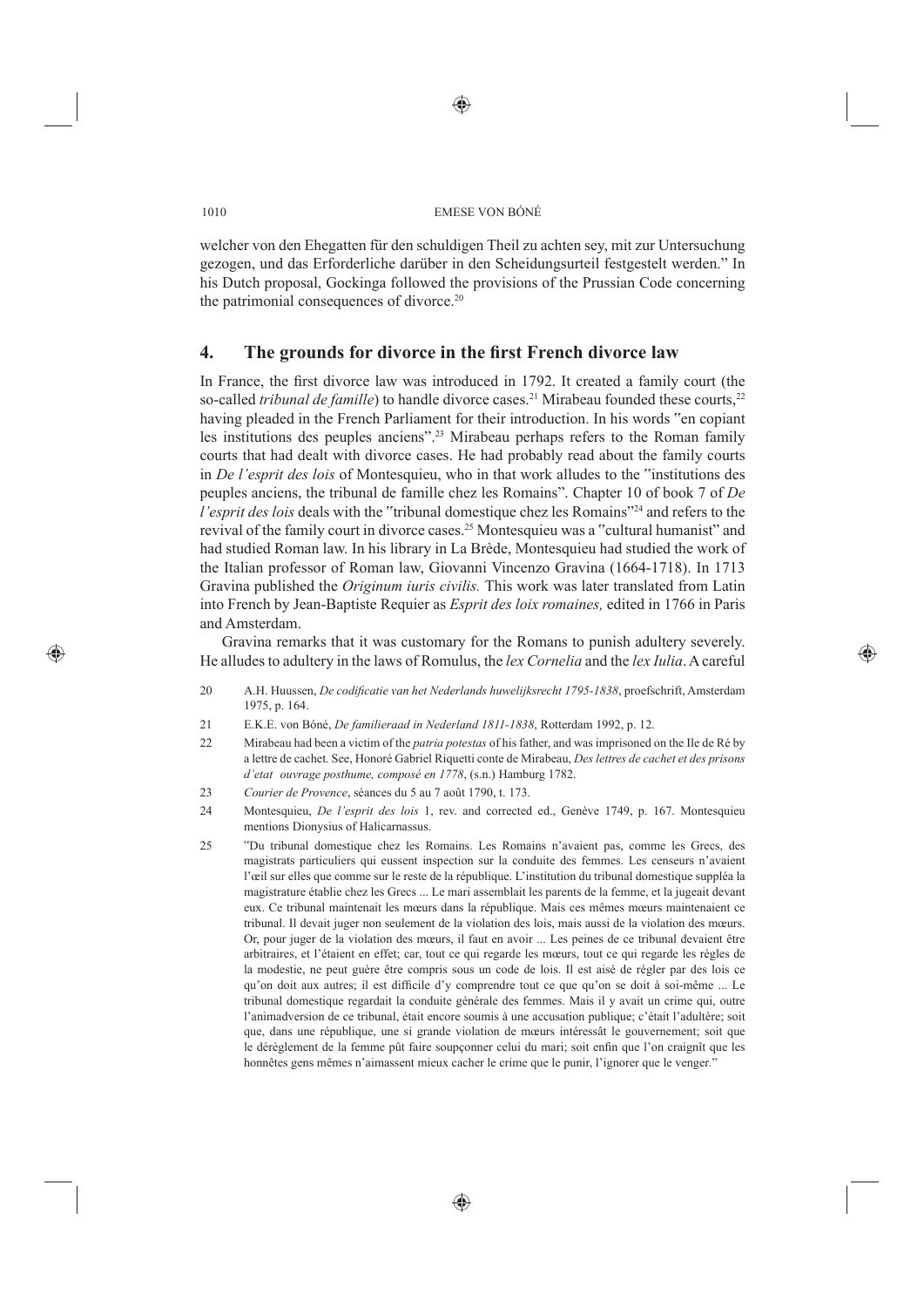welcher von den Ehegatten für den schuldigen Theil zu achten sey, mit zur Untersuchung gezogen, und das Erforderliche darüber in den Scheidungsurteil festgestelt werden." In his Dutch proposal, Gockinga followed the provisions of the Prussian Code concerning the patrimonial consequences of divorce.[20]

## 4. The grounds for divorce in the first French divorce law

In France, the first divorce law was introduced in 1792. It created a family court (the so-called *tribunal de famille*) to handle divorce cases.[21] Mirabeau founded these courts,[22] having pleaded in the French Parliament for their introduction. In his words "en copiant les institutions des peuples anciens".[23] Mirabeau perhaps refers to the Roman family courts that had dealt with divorce cases. He had probably read about the family courts in *De l'esprit des lois* of Montesquieu, who in that work alludes to the "institutions des peuples anciens, the tribunal de famille chez les Romains". Chapter 10 of book 7 of *De l'esprit des lois* deals with the "tribunal domestique chez les Romains"[24] and refers to the revival of the family court in divorce cases.[25] Montesquieu was a "cultural humanist" and had studied Roman law. In his library in La Brède, Montesquieu had studied the work of the Italian professor of Roman law, Giovanni Vincenzo Gravina (1664-1718). In 1713 Gravina published the *Originum iuris civilis.* This work was later translated from Latin into French by Jean-Baptiste Requier as *Esprit des loix romaines,* edited in 1766 in Paris and Amsterdam.

Gravina remarks that it was customary for the Romans to punish adultery severely. He alludes to adultery in the laws of Romulus, the *lex Cornelia* and the *lex Iulia*. A careful

20 A.H. Huussen, *De codificatie van het Nederlands huwelijksrecht 1795-1838*, proefschrift, Amsterdam 1975, p. 164.

21 E.K.E. von Bóné, *De familieraad in Nederland 1811-1838*, Rotterdam 1992, p. 12.

22 Mirabeau had been a victim of the *patria potestas* of his father, and was imprisoned on the Ile de Ré by a lettre de cachet. See, Honoré Gabriel Riquetti conte de Mirabeau, *Des lettres de cachet et des prisons d'etat ouvrage posthume, composé en 1778*, (s.n.) Hamburg 1782.

23 *Courier de Provence*, séances du 5 au 7 août 1790, t. 173.

24 Montesquieu, *De l'esprit des lois* 1, rev. and corrected ed., Genève 1749, p. 167. Montesquieu mentions Dionysius of Halicarnassus.

25 "Du tribunal domestique chez les Romains. Les Romains n'avaient pas, comme les Grecs, des magistrats particuliers qui eussent inspection sur la conduite des femmes. Les censeurs n'avaient l'œil sur elles que comme sur le reste de la république. L'institution du tribunal domestique suppléa la magistrature établie chez les Grecs ... Le mari assemblait les parents de la femme, et la jugeait devant eux. Ce tribunal maintenait les mœurs dans la république. Mais ces mêmes mœurs maintenaient ce tribunal. Il devait juger non seulement de la violation des lois, mais aussi de la violation des mœurs. Or, pour juger de la violation des mœurs, il faut en avoir ... Les peines de ce tribunal devaient être arbitraires, et l'étaient en effet; car, tout ce qui regarde les mœurs, tout ce qui regarde les règles de la modestie, ne peut guère être compris sous un code de lois. Il est aisé de régler par des lois ce qu'on doit aux autres; il est difficile d'y comprendre tout ce que qu'on se doit à soi-même ... Le tribunal domestique regardait la conduite générale des femmes. Mais il y avait un crime qui, outre l'animadversion de ce tribunal, était encore soumis à une accusation publique; c'était l'adultère; soit que, dans une république, une si grande violation de mœurs intéressât le gouvernement; soit que le dérèglement de la femme pût faire soupçonner celui du mari; soit enfin que l'on craignît que les honnêtes gens mêmes n'aimassent mieux cacher le crime que le punir, l'ignorer que le venger."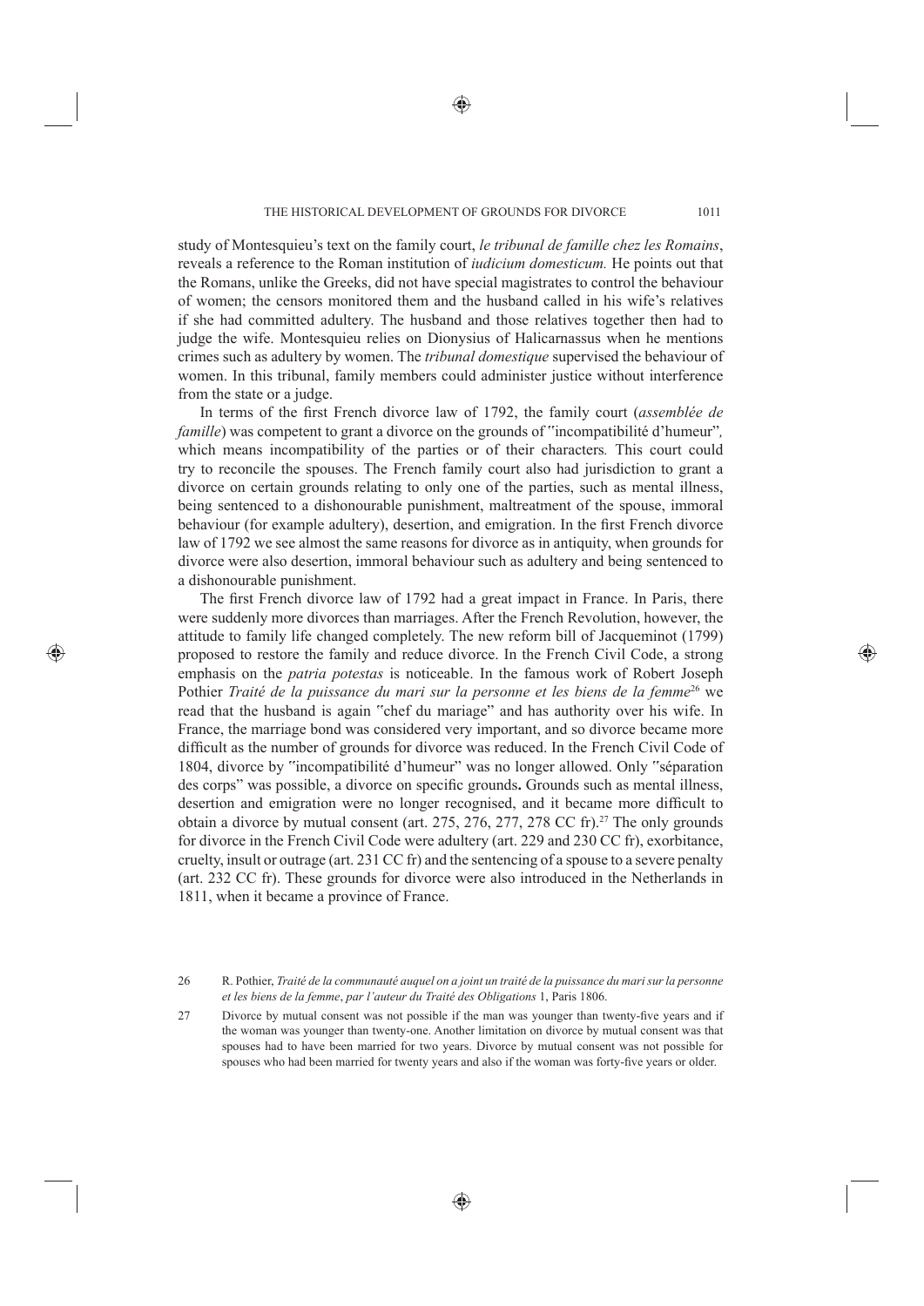study of Montesquieu's text on the family court, *le tribunal de famille chez les Romains*, reveals a reference to the Roman institution of *iudicium domesticum.* He points out that the Romans, unlike the Greeks, did not have special magistrates to control the behaviour of women; the censors monitored them and the husband called in his wife's relatives if she had committed adultery. The husband and those relatives together then had to judge the wife. Montesquieu relies on Dionysius of Halicarnassus when he mentions crimes such as adultery by women. The *tribunal domestique* supervised the behaviour of women. In this tribunal, family members could administer justice without interference from the state or a judge.

In terms of the first French divorce law of 1792, the family court (*assemblée de famille*) was competent to grant a divorce on the grounds of "incompatibilité d'humeur", which means incompatibility of the parties or of their characters. This court could try to reconcile the spouses. The French family court also had jurisdiction to grant a divorce on certain grounds relating to only one of the parties, such as mental illness, being sentenced to a dishonourable punishment, maltreatment of the spouse, immoral behaviour (for example adultery), desertion, and emigration. In the first French divorce law of 1792 we see almost the same reasons for divorce as in antiquity, when grounds for divorce were also desertion, immoral behaviour such as adultery and being sentenced to a dishonourable punishment.

The first French divorce law of 1792 had a great impact in France. In Paris, there were suddenly more divorces than marriages. After the French Revolution, however, the attitude to family life changed completely. The new reform bill of Jacqueminot (1799) proposed to restore the family and reduce divorce. In the French Civil Code, a strong emphasis on the *patria potestas* is noticeable. In the famous work of Robert Joseph Pothier *Traité de la puissance du mari sur la personne et les biens de la femme*[26] we read that the husband is again "chef du mariage" and has authority over his wife. In France, the marriage bond was considered very important, and so divorce became more difficult as the number of grounds for divorce was reduced. In the French Civil Code of 1804, divorce by "incompatibilité d'humeur" was no longer allowed. Only "séparation des corps" was possible, a divorce on specific grounds**.** Grounds such as mental illness, desertion and emigration were no longer recognised, and it became more difficult to obtain a divorce by mutual consent (art. 275, 276, 277, 278 CC fr).[27] The only grounds for divorce in the French Civil Code were adultery (art. 229 and 230 CC fr), exorbitance, cruelty, insult or outrage (art. 231 CC fr) and the sentencing of a spouse to a severe penalty (art. 232 CC fr). These grounds for divorce were also introduced in the Netherlands in 1811, when it became a province of France.

---

26 R. Pothier, *Traité de la communauté auquel on a joint un traité de la puissance du mari sur la personne et les biens de la femme*, *par l'auteur du Traité des Obligations* 1, Paris 1806.

27 Divorce by mutual consent was not possible if the man was younger than twenty-five years and if the woman was younger than twenty-one. Another limitation on divorce by mutual consent was that spouses had to have been married for two years. Divorce by mutual consent was not possible for spouses who had been married for twenty years and also if the woman was forty-five years or older.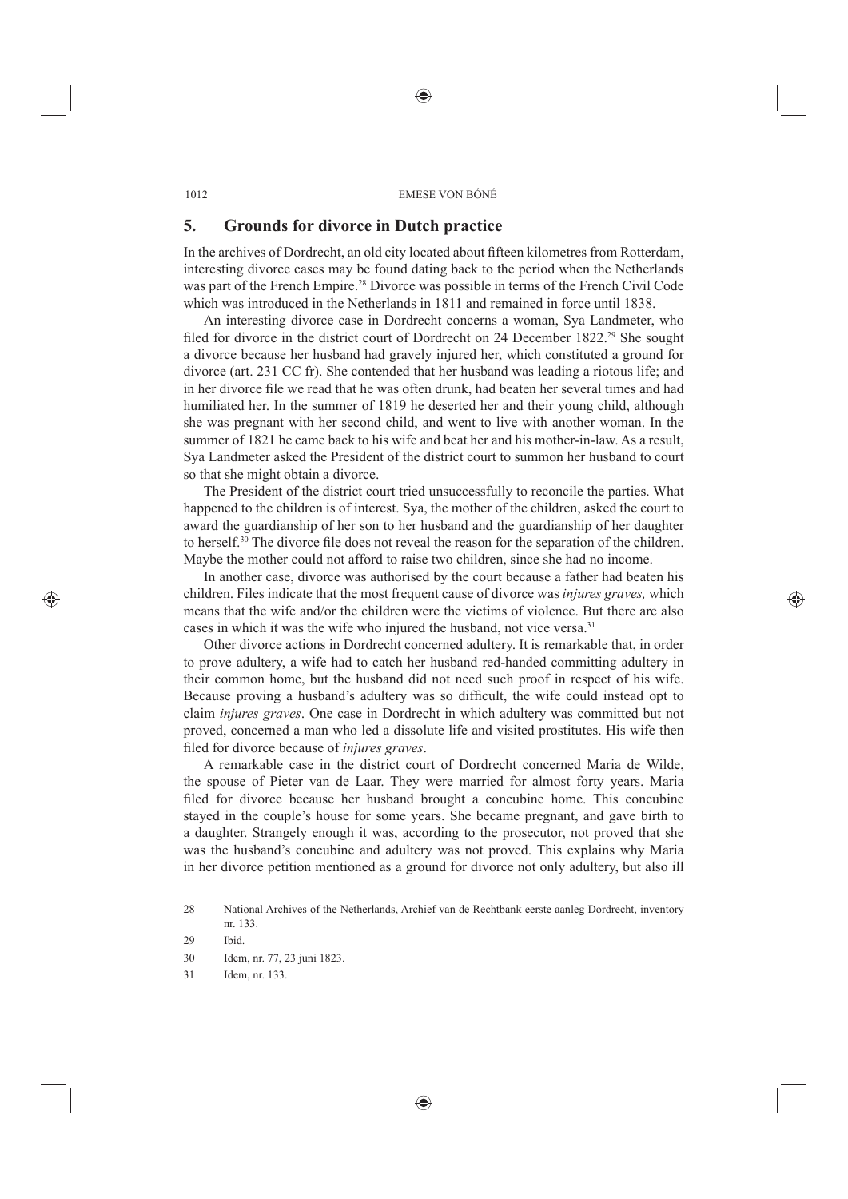## 5. Grounds for divorce in Dutch practice

In the archives of Dordrecht, an old city located about fifteen kilometres from Rotterdam, interesting divorce cases may be found dating back to the period when the Netherlands was part of the French Empire.[28] Divorce was possible in terms of the French Civil Code which was introduced in the Netherlands in 1811 and remained in force until 1838.

An interesting divorce case in Dordrecht concerns a woman, Sya Landmeter, who filed for divorce in the district court of Dordrecht on 24 December 1822.[29] She sought a divorce because her husband had gravely injured her, which constituted a ground for divorce (art. 231 CC fr). She contended that her husband was leading a riotous life; and in her divorce file we read that he was often drunk, had beaten her several times and had humiliated her. In the summer of 1819 he deserted her and their young child, although she was pregnant with her second child, and went to live with another woman. In the summer of 1821 he came back to his wife and beat her and his mother-in-law. As a result, Sya Landmeter asked the President of the district court to summon her husband to court so that she might obtain a divorce.

The President of the district court tried unsuccessfully to reconcile the parties. What happened to the children is of interest. Sya, the mother of the children, asked the court to award the guardianship of her son to her husband and the guardianship of her daughter to herself.[30] The divorce file does not reveal the reason for the separation of the children. Maybe the mother could not afford to raise two children, since she had no income.

In another case, divorce was authorised by the court because a father had beaten his children. Files indicate that the most frequent cause of divorce was *injures graves,* which means that the wife and/or the children were the victims of violence. But there are also cases in which it was the wife who injured the husband, not vice versa.[31]

Other divorce actions in Dordrecht concerned adultery. It is remarkable that, in order to prove adultery, a wife had to catch her husband red-handed committing adultery in their common home, but the husband did not need such proof in respect of his wife. Because proving a husband's adultery was so difficult, the wife could instead opt to claim *injures graves*. One case in Dordrecht in which adultery was committed but not proved, concerned a man who led a dissolute life and visited prostitutes. His wife then filed for divorce because of *injures graves*.

A remarkable case in the district court of Dordrecht concerned Maria de Wilde, the spouse of Pieter van de Laar. They were married for almost forty years. Maria filed for divorce because her husband brought a concubine home. This concubine stayed in the couple's house for some years. She became pregnant, and gave birth to a daughter. Strangely enough it was, according to the prosecutor, not proved that she was the husband's concubine and adultery was not proved. This explains why Maria in her divorce petition mentioned as a ground for divorce not only adultery, but also ill

---

28 National Archives of the Netherlands, Archief van de Rechtbank eerste aanleg Dordrecht, inventory nr. 133.

29 Ibid.

30 Idem, nr. 77, 23 juni 1823.

31 Idem, nr. 133.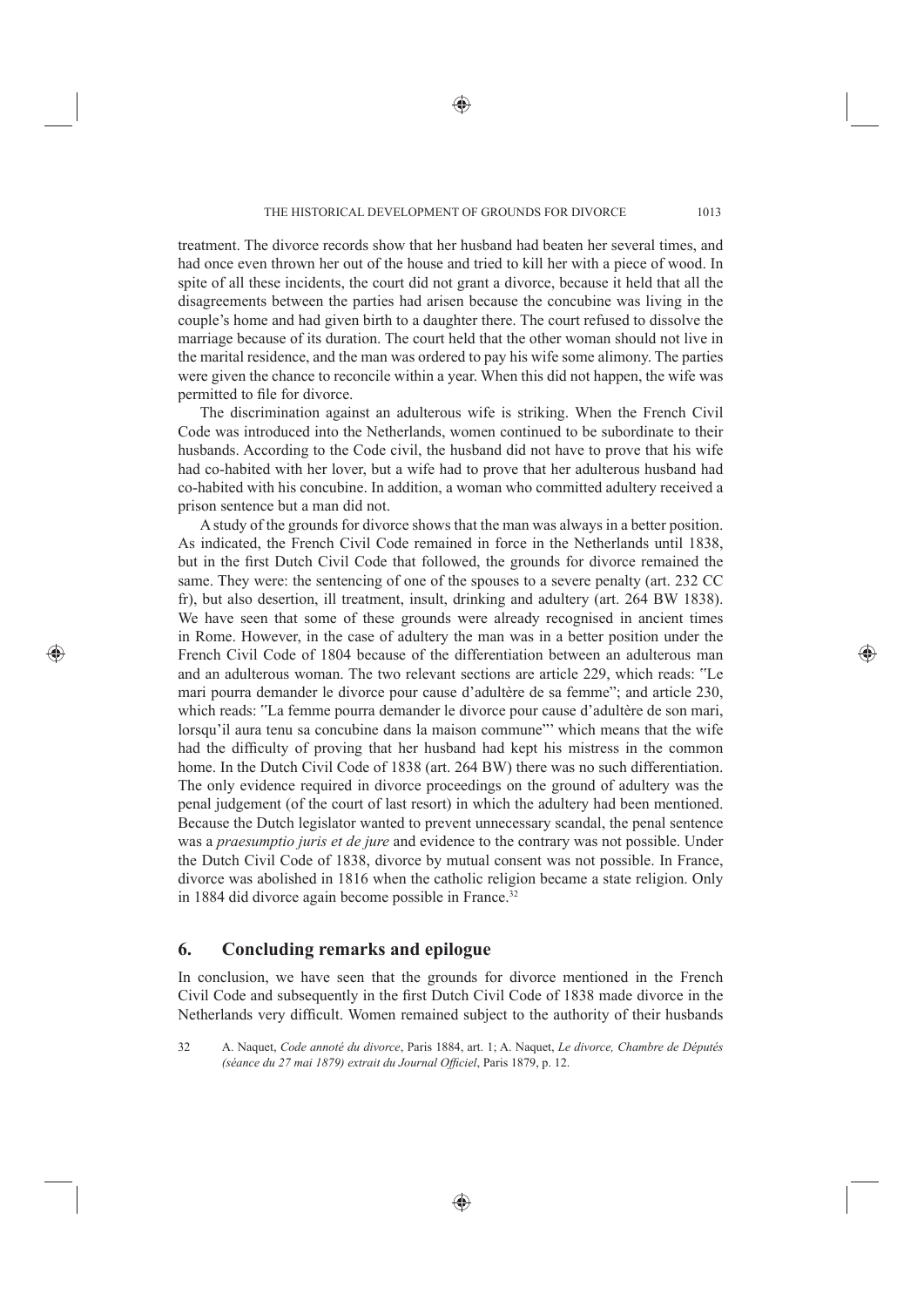treatment. The divorce records show that her husband had beaten her several times, and had once even thrown her out of the house and tried to kill her with a piece of wood. In spite of all these incidents, the court did not grant a divorce, because it held that all the disagreements between the parties had arisen because the concubine was living in the couple's home and had given birth to a daughter there. The court refused to dissolve the marriage because of its duration. The court held that the other woman should not live in the marital residence, and the man was ordered to pay his wife some alimony. The parties were given the chance to reconcile within a year. When this did not happen, the wife was permitted to file for divorce.

The discrimination against an adulterous wife is striking. When the French Civil Code was introduced into the Netherlands, women continued to be subordinate to their husbands. According to the Code civil, the husband did not have to prove that his wife had co-habited with her lover, but a wife had to prove that her adulterous husband had co-habited with his concubine. In addition, a woman who committed adultery received a prison sentence but a man did not.

A study of the grounds for divorce shows that the man was always in a better position. As indicated, the French Civil Code remained in force in the Netherlands until 1838, but in the first Dutch Civil Code that followed, the grounds for divorce remained the same. They were: the sentencing of one of the spouses to a severe penalty (art. 232 CC fr), but also desertion, ill treatment, insult, drinking and adultery (art. 264 BW 1838). We have seen that some of these grounds were already recognised in ancient times in Rome. However, in the case of adultery the man was in a better position under the French Civil Code of 1804 because of the differentiation between an adulterous man and an adulterous woman. The two relevant sections are article 229, which reads: "Le mari pourra demander le divorce pour cause d'adultère de sa femme"; and article 230, which reads: "La femme pourra demander le divorce pour cause d'adultère de son mari, lorsqu'il aura tenu sa concubine dans la maison commune"' which means that the wife had the difficulty of proving that her husband had kept his mistress in the common home. In the Dutch Civil Code of 1838 (art. 264 BW) there was no such differentiation. The only evidence required in divorce proceedings on the ground of adultery was the penal judgement (of the court of last resort) in which the adultery had been mentioned. Because the Dutch legislator wanted to prevent unnecessary scandal, the penal sentence was a *praesumptio juris et de jure* and evidence to the contrary was not possible. Under the Dutch Civil Code of 1838, divorce by mutual consent was not possible. In France, divorce was abolished in 1816 when the catholic religion became a state religion. Only in 1884 did divorce again become possible in France.[32]

## 6. Concluding remarks and epilogue

In conclusion, we have seen that the grounds for divorce mentioned in the French Civil Code and subsequently in the first Dutch Civil Code of 1838 made divorce in the Netherlands very difficult. Women remained subject to the authority of their husbands

32 A. Naquet, *Code annoté du divorce*, Paris 1884, art. 1; A. Naquet, *Le divorce, Chambre de Députés (séance du 27 mai 1879) extrait du Journal Officiel*, Paris 1879, p. 12.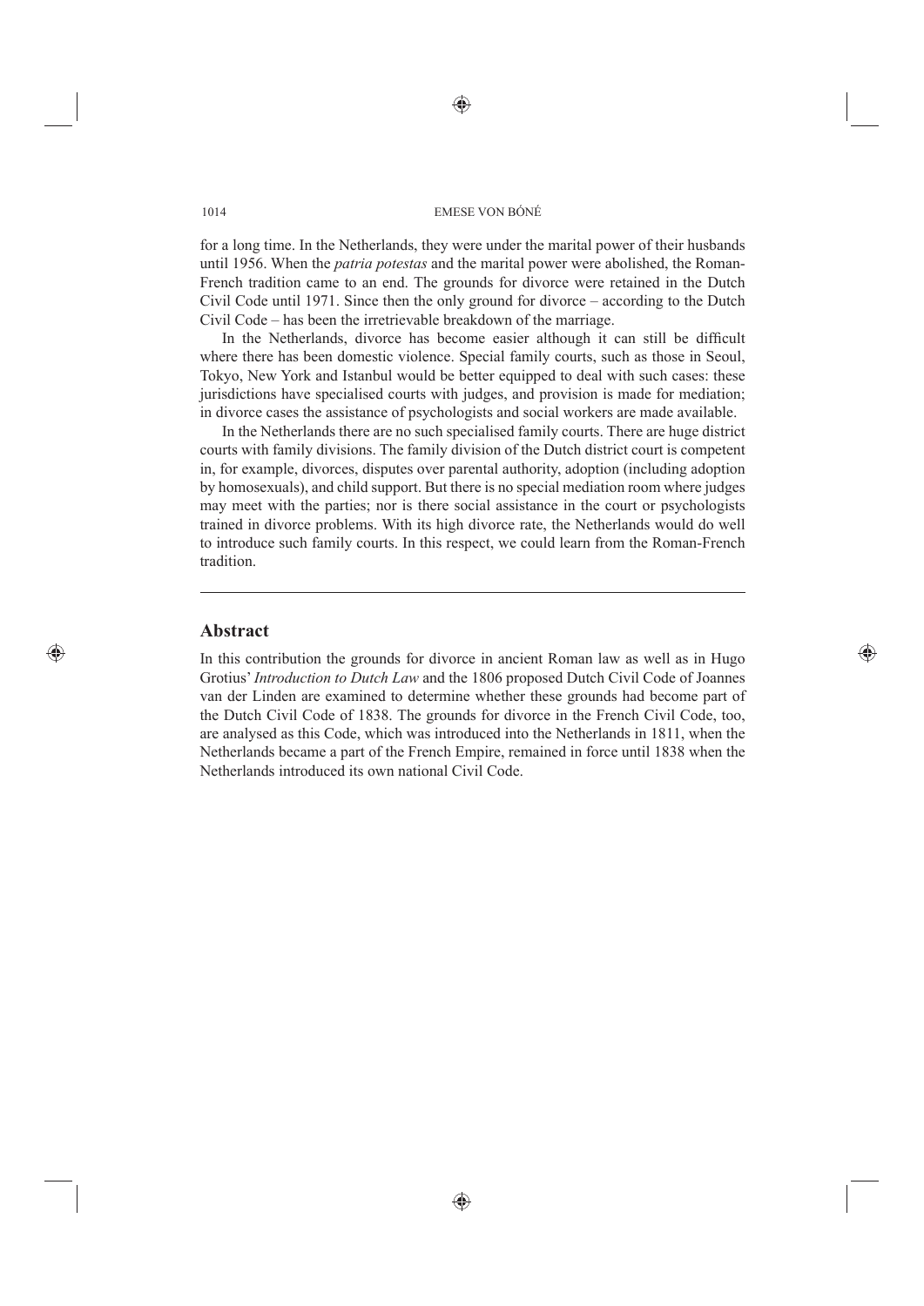for a long time. In the Netherlands, they were under the marital power of their husbands until 1956. When the *patria potestas* and the marital power were abolished, the Roman-French tradition came to an end. The grounds for divorce were retained in the Dutch Civil Code until 1971. Since then the only ground for divorce – according to the Dutch Civil Code – has been the irretrievable breakdown of the marriage.

In the Netherlands, divorce has become easier although it can still be difficult where there has been domestic violence. Special family courts, such as those in Seoul, Tokyo, New York and Istanbul would be better equipped to deal with such cases: these jurisdictions have specialised courts with judges, and provision is made for mediation; in divorce cases the assistance of psychologists and social workers are made available.

In the Netherlands there are no such specialised family courts. There are huge district courts with family divisions. The family division of the Dutch district court is competent in, for example, divorces, disputes over parental authority, adoption (including adoption by homosexuals), and child support. But there is no special mediation room where judges may meet with the parties; nor is there social assistance in the court or psychologists trained in divorce problems. With its high divorce rate, the Netherlands would do well to introduce such family courts. In this respect, we could learn from the Roman-French tradition.

---

## Abstract

In this contribution the grounds for divorce in ancient Roman law as well as in Hugo Grotius' *Introduction to Dutch Law* and the 1806 proposed Dutch Civil Code of Joannes van der Linden are examined to determine whether these grounds had become part of the Dutch Civil Code of 1838. The grounds for divorce in the French Civil Code, too, are analysed as this Code, which was introduced into the Netherlands in 1811, when the Netherlands became a part of the French Empire, remained in force until 1838 when the Netherlands introduced its own national Civil Code.